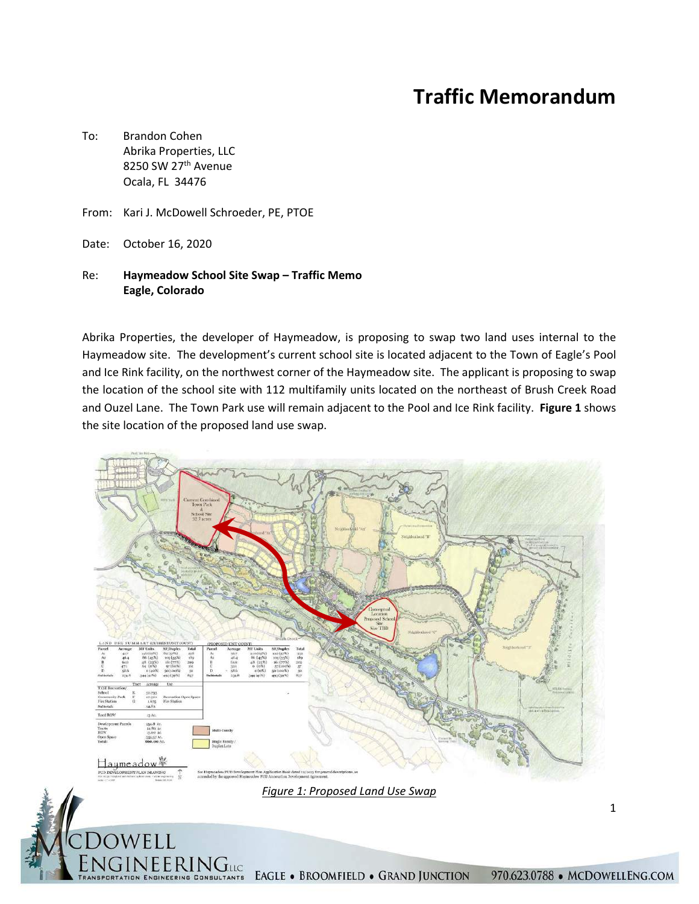# Traffic Memorandum

To: Brandon Cohen
Abrika Properties, LLC
8250 SW 27th Avenue
Ocala, FL 34476

From: Kari J. McDowell Schroeder, PE, PTOE

Date: October 16, 2020

Re: **Haymeadow School Site Swap – Traffic Memo**
**Eagle, Colorado**

Abrika Properties, the developer of Haymeadow, is proposing to swap two land uses internal to the Haymeadow site. The development's current school site is located adjacent to the Town of Eagle's Pool and Ice Rink facility, on the northwest corner of the Haymeadow site. The applicant is proposing to swap the location of the school site with 112 multifamily units located on the northeast of Brush Creek Road and Ouzel Lane. The Town Park use will remain adjacent to the Pool and Ice Rink facility. **Figure 1** shows the site location of the proposed land use swap.

*Figure 1: Proposed Land Use Swap*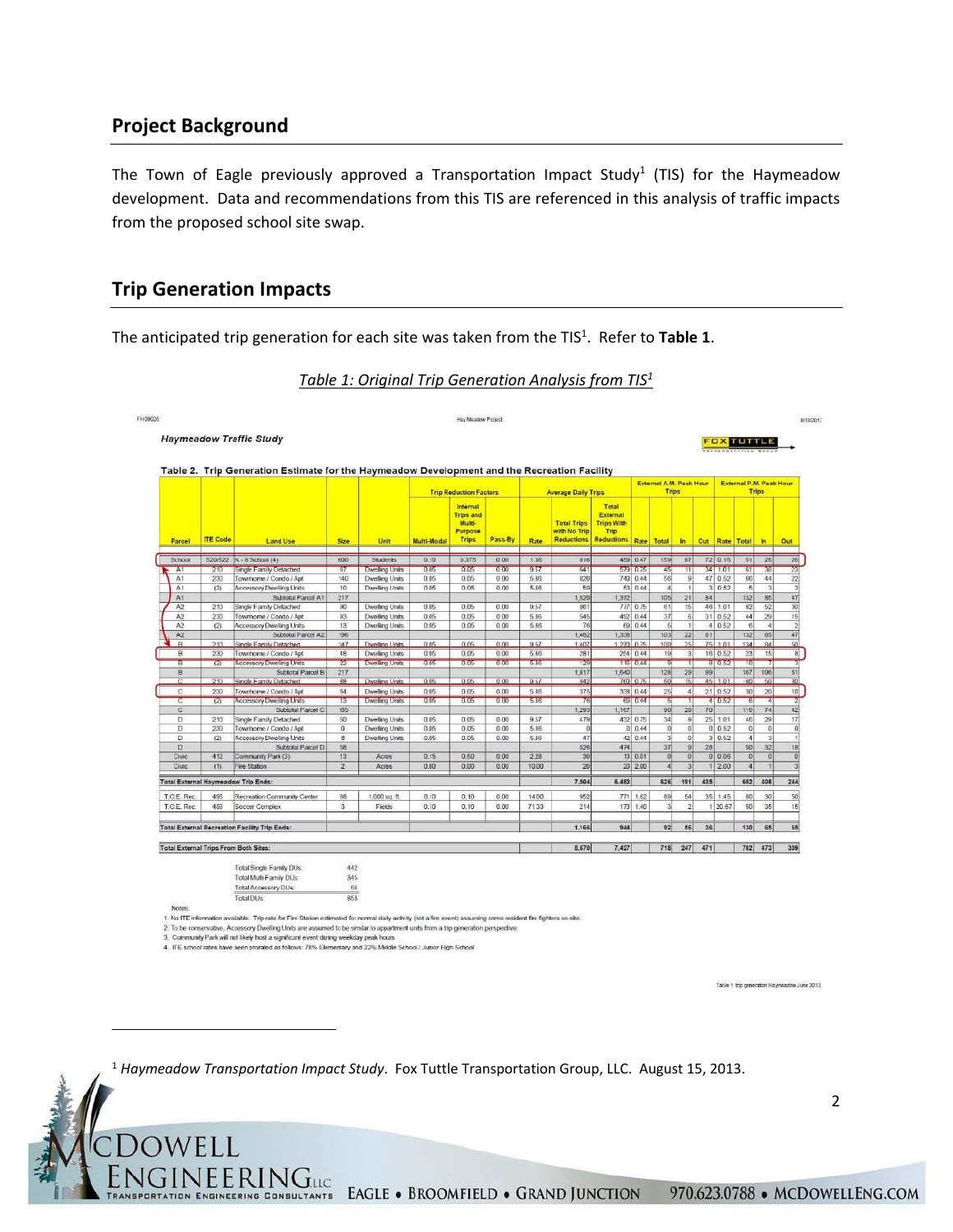## Project Background

The Town of Eagle previously approved a Transportation Impact Study[1] (TIS) for the Haymeadow development. Data and recommendations from this TIS are referenced in this analysis of traffic impacts from the proposed school site swap.

## Trip Generation Impacts

The anticipated trip generation for each site was taken from the TIS[1]. Refer to **Table 1**.

*Table 1: Original Trip Generation Analysis from TIS[1]*

FH09026 | Hay Meadow Project | 8/13/2013

**Haymeadow Traffic Study**

FOX TUTTLE TRANSPORTATION GROUP

**Table 2. Trip Generation Estimate for the Haymeadow Development and the Recreation Facility**

| | | | | | Trip Reduction Factors | | | Average Daily Trips | | | External A.M. Peak Hour Trips | | | | External P.M. Peak Hour Trips | | | |
|---|---|---|---|---|---|---|---|---|---|---|---|---|---|---|---|---|---|---|
| Parcel | ITE Code | Land Use | Size | Unit | Multi-Modal | Internal Trips and Multi-Purpose Trips | Pass-By | Rate | Total Trips with No Trip Reductions | Total External Trips With Trip Reductions | Rate | Total | In | Out | Rate | Total | In | Out |
| School | 520/522 | K - 8 School (4) | 600 | Students | 0.10 | 0.375 | 0.00 | 1.36 | 816 | 459 | 0.47 | 159 | 87 | 72 | 0.15 | 51 | 25 | 26 |
| A1 | 210 | Single Family Detached | 67 | Dwelling Units | 0.05 | 0.05 | 0.00 | 9.57 | 641 | 579 | 0.75 | 45 | 11 | 34 | 1.01 | 61 | 38 | 23 |
| A1 | 230 | Townhome / Condo / Apt | 140 | Dwelling Units | 0.05 | 0.05 | 0.00 | 5.86 | 820 | 740 | 0.44 | 56 | 9 | 47 | 0.52 | 66 | 44 | 22 |
| A1 | (2) | Accessory Dwelling Units | 10 | Dwelling Units | 0.05 | 0.05 | 0.00 | 5.86 | 59 | 53 | 0.44 | 4 | 1 | 3 | 0.52 | 5 | 3 | 2 |
| A1 | | Subtotal Parcel A1 | 217 | | | | | | 1,520 | 1,372 | | 105 | 21 | 84 | | 132 | 85 | 47 |
| A2 | 210 | Single Family Detached | 90 | Dwelling Units | 0.05 | 0.05 | 0.00 | 9.57 | 861 | 777 | 0.75 | 61 | 15 | 46 | 1.01 | 82 | 52 | 30 |
| A2 | 230 | Townhome / Condo / Apt | 93 | Dwelling Units | 0.05 | 0.05 | 0.00 | 5.86 | 545 | 492 | 0.44 | 37 | 6 | 31 | 0.52 | 44 | 29 | 15 |
| A2 | (2) | Accessory Dwelling Units | 13 | Dwelling Units | 0.05 | 0.05 | 0.00 | 5.86 | 76 | 69 | 0.44 | 5 | 1 | 4 | 0.52 | 6 | 4 | 2 |
| A2 | | Subtotal Parcel A2 | 196 | | | | | | 1,482 | 1,339 | | 103 | 22 | 81 | | 132 | 85 | 47 |
| B | 210 | Single Family Detached | 147 | Dwelling Units | 0.05 | 0.05 | 0.00 | 9.57 | 1,407 | 1,270 | 0.75 | 100 | 25 | 75 | 1.01 | 134 | 84 | 50 |
| B | 230 | Townhome / Condo / Apt | 48 | Dwelling Units | 0.05 | 0.05 | 0.00 | 5.86 | 281 | 254 | 0.44 | 19 | 3 | 16 | 0.52 | 23 | 15 | 8 |
| B | (2) | Accessory Dwelling Units | 22 | Dwelling Units | 0.05 | 0.05 | 0.00 | 5.86 | 129 | 116 | 0.44 | 9 | 1 | 8 | 0.52 | 10 | 7 | 3 |
| B | | Subtotal Parcel B | 217 | | | | | | 1,817 | 1,640 | | 128 | 29 | 99 | | 167 | 106 | 61 |
| C | 210 | Single Family Detached | 88 | Dwelling Units | 0.05 | 0.05 | 0.00 | 9.57 | 842 | 760 | 0.75 | 60 | 15 | 45 | 1.01 | 80 | 50 | 30 |
| C | 230 | Townhome / Condo / Apt | 64 | Dwelling Units | 0.05 | 0.05 | 0.00 | 5.86 | 375 | 338 | 0.44 | 25 | 4 | 21 | 0.52 | 30 | 20 | 10 |
| C | (2) | Accessory Dwelling Units | 13 | Dwelling Units | 0.05 | 0.05 | 0.00 | 5.86 | 76 | 69 | 0.44 | 5 | 1 | 4 | 0.52 | 6 | 4 | 2 |
| C | | Subtotal Parcel C | 165 | | | | | | 1,293 | 1,167 | | 90 | 20 | 70 | | 116 | 74 | 42 |
| D | 210 | Single Family Detached | 50 | Dwelling Units | 0.05 | 0.05 | 0.00 | 9.57 | 479 | 432 | 0.75 | 34 | 9 | 25 | 1.01 | 46 | 29 | 17 |
| D | 230 | Townhome / Condo / Apt | 0 | Dwelling Units | 0.05 | 0.05 | 0.00 | 5.86 | 0 | 0 | 0.44 | 0 | 0 | 0 | 0.52 | 0 | 0 | 0 |
| D | (2) | Accessory Dwelling Units | 8 | Dwelling Units | 0.05 | 0.05 | 0.00 | 5.86 | 47 | 42 | 0.44 | 3 | 0 | 3 | 0.52 | 4 | 3 | 1 |
| D | | Subtotal Parcel D | 58 | | | | | | 526 | 474 | | 37 | 9 | 28 | | 50 | 32 | 18 |
| Civic | 412 | Community Park (3) | 13 | Acres | 0.15 | 0.50 | 0.00 | 2.28 | 30 | 13 | 0.01 | 0 | 0 | 0 | 0.06 | 0 | 0 | 0 |
| Civic | (1) | Fire Station | 2 | Acres | 0.00 | 0.00 | 0.00 | 10.00 | 20 | 20 | 2.00 | 4 | 3 | 1 | 2.00 | 4 | 1 | 3 |
| **Total External Haymeadow Trip Ends:** | | | | | | | | | 7,504 | 6,483 | | 626 | 191 | 435 | | 652 | 408 | 244 |
| T.O.E. Rec. | 495 | Recreation Community Center | 68 | 1,000 sq. ft. | 0.10 | 0.10 | 0.00 | 14.00 | 952 | 771 | 1.62 | 89 | 54 | 35 | 1.45 | 80 | 30 | 50 |
| T.O.E. Rec. | 488 | Soccer Complex | 3 | Fields | 0.10 | 0.10 | 0.00 | 71.33 | 214 | 173 | 1.40 | 3 | 2 | 1 | 20.67 | 50 | 35 | 15 |
| **Total External Recreation Facility Trip Ends:** | | | | | | | | | 1,166 | 944 | | 92 | 56 | 36 | | 130 | 65 | 65 |
| **Total External Trips From Both Sites:** | | | | | | | | | 8,670 | 7,427 | | 718 | 247 | 471 | | 782 | 473 | 309 |

| | |
|---|---|
| Total Single Family DUs: | 442 |
| Total Multi-Family DUs: | 345 |
| Total Accessory DUs: | 66 |
| Total DUs: | 853 |

Notes:
1. No ITE information available. Trip rate for Fire Station estimated for normal daily activity (not a fire event) assuming some resident fire fighters on-site.
2. To be conservative, Accessory Dwelling Units are assumed to be similar to apartment units from a trip generation perspective.
3. Community Park will not likely host a significant event during weekday peak hours
4. ITE school rates have been prorated as follows: 78% Elementary and 22% Middle School / Junior High School

Table 1 trip generation Haymeadow June 2013

[1] *Haymeadow Transportation Impact Study*. Fox Tuttle Transportation Group, LLC. August 15, 2013.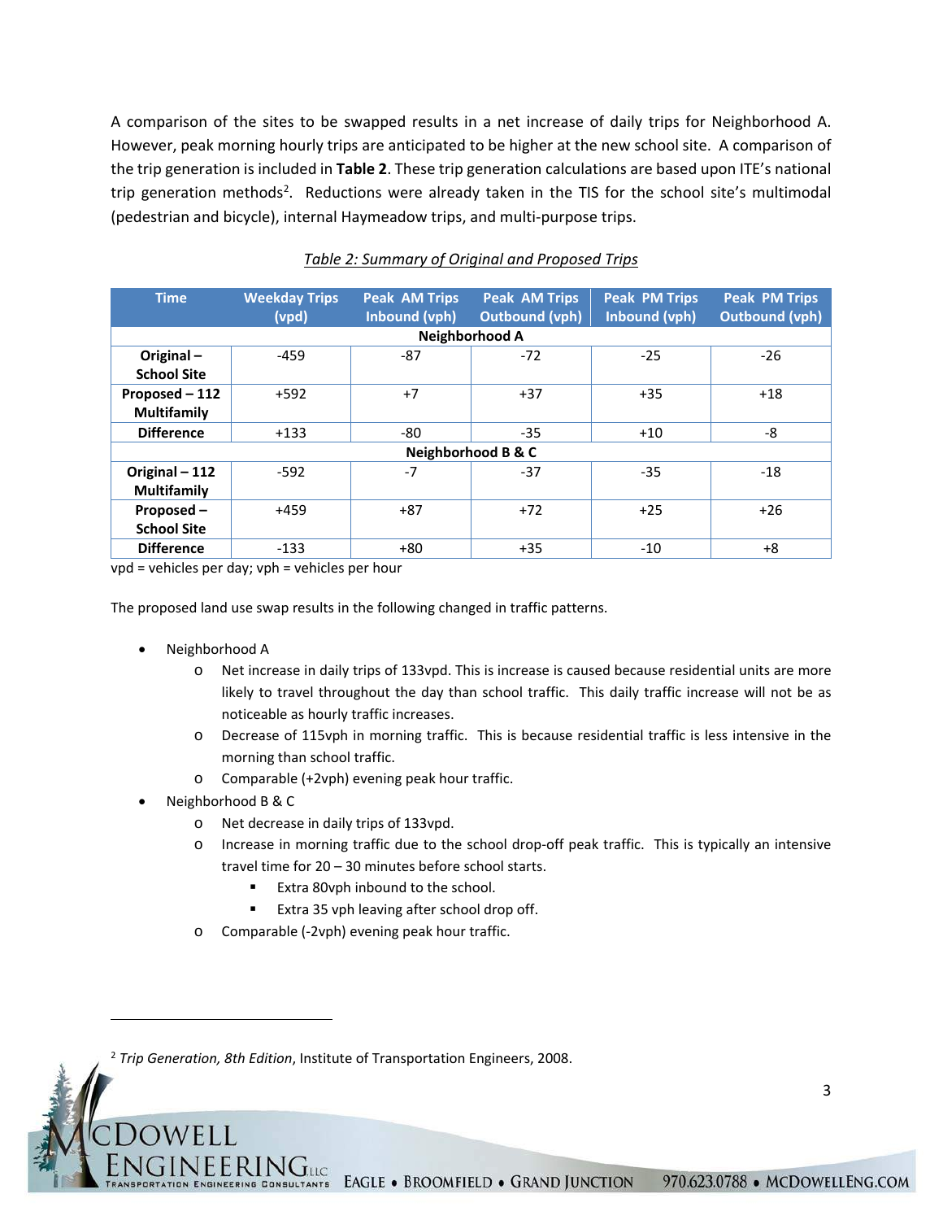A comparison of the sites to be swapped results in a net increase of daily trips for Neighborhood A. However, peak morning hourly trips are anticipated to be higher at the new school site. A comparison of the trip generation is included in **Table 2**. These trip generation calculations are based upon ITE's national trip generation methods[2]. Reductions were already taken in the TIS for the school site's multimodal (pedestrian and bicycle), internal Haymeadow trips, and multi-purpose trips.

*Table 2: Summary of Original and Proposed Trips*

| Time | Weekday Trips (vpd) | Peak AM Trips Inbound (vph) | Peak AM Trips Outbound (vph) | Peak PM Trips Inbound (vph) | Peak PM Trips Outbound (vph) |
|---|---|---|---|---|---|
| **Neighborhood A** | | | | | |
| **Original – School Site** | -459 | -87 | -72 | -25 | -26 |
| **Proposed – 112 Multifamily** | +592 | +7 | +37 | +35 | +18 |
| **Difference** | +133 | -80 | -35 | +10 | -8 |
| **Neighborhood B & C** | | | | | |
| **Original – 112 Multifamily** | -592 | -7 | -37 | -35 | -18 |
| **Proposed – School Site** | +459 | +87 | +72 | +25 | +26 |
| **Difference** | -133 | +80 | +35 | -10 | +8 |

vpd = vehicles per day; vph = vehicles per hour

The proposed land use swap results in the following changed in traffic patterns.

- Neighborhood A
  - Net increase in daily trips of 133vpd. This is increase is caused because residential units are more likely to travel throughout the day than school traffic. This daily traffic increase will not be as noticeable as hourly traffic increases.
  - Decrease of 115vph in morning traffic. This is because residential traffic is less intensive in the morning than school traffic.
  - Comparable (+2vph) evening peak hour traffic.
- Neighborhood B & C
  - Net decrease in daily trips of 133vpd.
  - Increase in morning traffic due to the school drop-off peak traffic. This is typically an intensive travel time for 20 – 30 minutes before school starts.
    - Extra 80vph inbound to the school.
    - Extra 35 vph leaving after school drop off.
  - Comparable (-2vph) evening peak hour traffic.

[2] *Trip Generation, 8th Edition*, Institute of Transportation Engineers, 2008.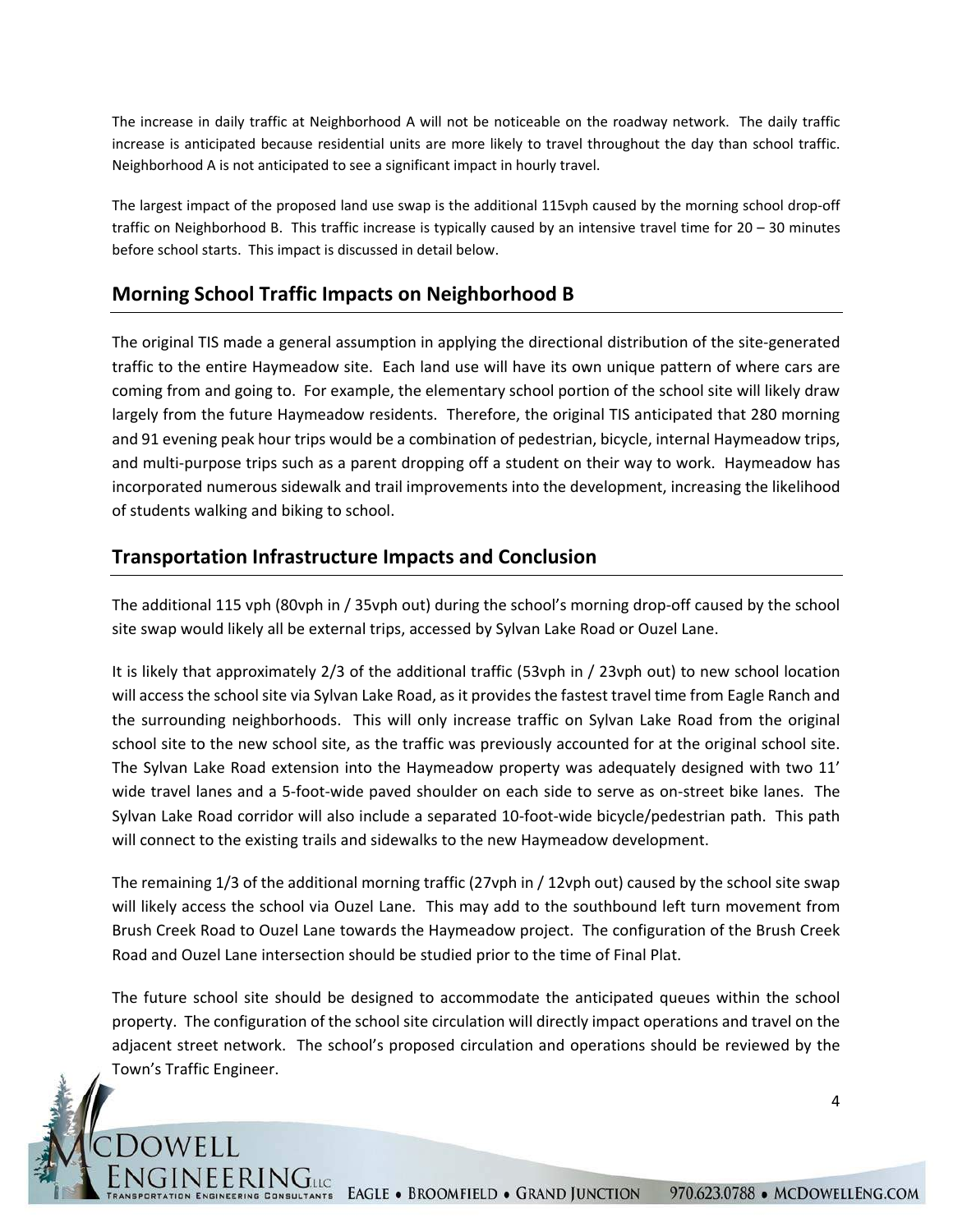The increase in daily traffic at Neighborhood A will not be noticeable on the roadway network. The daily traffic increase is anticipated because residential units are more likely to travel throughout the day than school traffic. Neighborhood A is not anticipated to see a significant impact in hourly travel.

The largest impact of the proposed land use swap is the additional 115vph caused by the morning school drop-off traffic on Neighborhood B. This traffic increase is typically caused by an intensive travel time for 20 – 30 minutes before school starts. This impact is discussed in detail below.

## Morning School Traffic Impacts on Neighborhood B

The original TIS made a general assumption in applying the directional distribution of the site-generated traffic to the entire Haymeadow site. Each land use will have its own unique pattern of where cars are coming from and going to. For example, the elementary school portion of the school site will likely draw largely from the future Haymeadow residents. Therefore, the original TIS anticipated that 280 morning and 91 evening peak hour trips would be a combination of pedestrian, bicycle, internal Haymeadow trips, and multi-purpose trips such as a parent dropping off a student on their way to work. Haymeadow has incorporated numerous sidewalk and trail improvements into the development, increasing the likelihood of students walking and biking to school.

## Transportation Infrastructure Impacts and Conclusion

The additional 115 vph (80vph in / 35vph out) during the school's morning drop-off caused by the school site swap would likely all be external trips, accessed by Sylvan Lake Road or Ouzel Lane.

It is likely that approximately 2/3 of the additional traffic (53vph in / 23vph out) to new school location will access the school site via Sylvan Lake Road, as it provides the fastest travel time from Eagle Ranch and the surrounding neighborhoods. This will only increase traffic on Sylvan Lake Road from the original school site to the new school site, as the traffic was previously accounted for at the original school site. The Sylvan Lake Road extension into the Haymeadow property was adequately designed with two 11' wide travel lanes and a 5-foot-wide paved shoulder on each side to serve as on-street bike lanes. The Sylvan Lake Road corridor will also include a separated 10-foot-wide bicycle/pedestrian path. This path will connect to the existing trails and sidewalks to the new Haymeadow development.

The remaining 1/3 of the additional morning traffic (27vph in / 12vph out) caused by the school site swap will likely access the school via Ouzel Lane. This may add to the southbound left turn movement from Brush Creek Road to Ouzel Lane towards the Haymeadow project. The configuration of the Brush Creek Road and Ouzel Lane intersection should be studied prior to the time of Final Plat.

The future school site should be designed to accommodate the anticipated queues within the school property. The configuration of the school site circulation will directly impact operations and travel on the adjacent street network. The school's proposed circulation and operations should be reviewed by the Town's Traffic Engineer.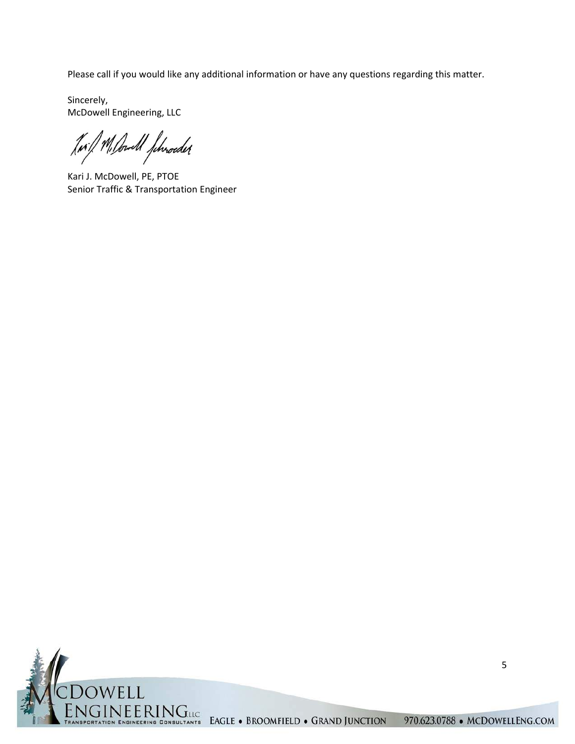Please call if you would like any additional information or have any questions regarding this matter.

Sincerely,
McDowell Engineering, LLC

Kari J. McDowell, PE, PTOE
Senior Traffic & Transportation Engineer